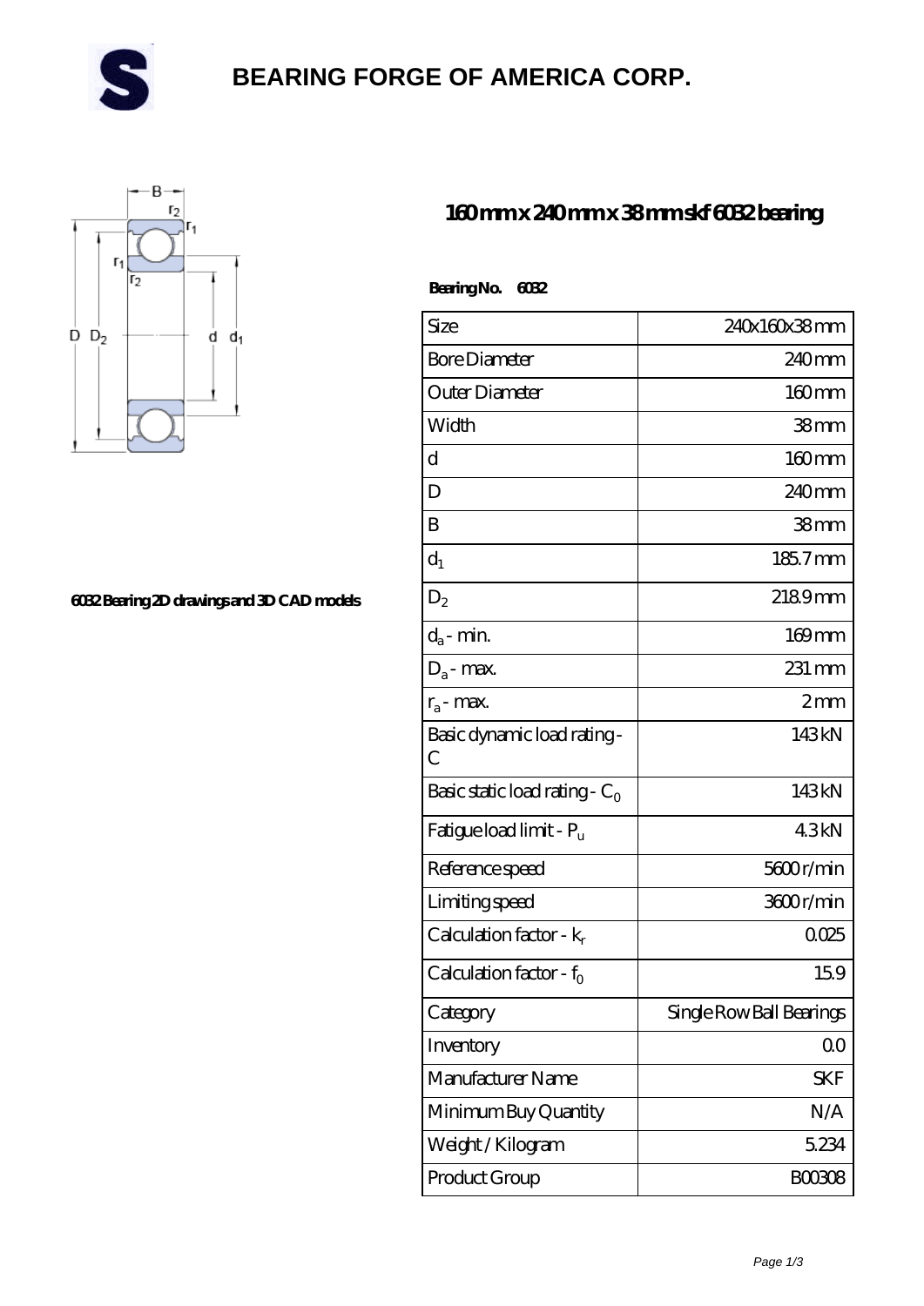# BEARING FORGE OF AMERICA CORP.

## 160 mm x 240 mm x 38 mm skf 6032 bearing

6032 Bearing 2D drawings and 3D CAD models

**Bearing No. 6032**

| | |
|---|---|
| Size | 240x160x38 mm |
| Bore Diameter | 240 mm |
| Outer Diameter | 160 mm |
| Width | 38 mm |
| d | 160 mm |
| D | 240 mm |
| B | 38 mm |
| $d_1$ | 185.7 mm |
| $D_2$ | 218.9 mm |
| $d_a$ - min. | 169 mm |
| $D_a$ - max. | 231 mm |
| $r_a$ - max. | 2 mm |
| Basic dynamic load rating - C | 143 kN |
| Basic static load rating - $C_0$ | 143 kN |
| Fatigue load limit - $P_u$ | 4.3 kN |
| Reference speed | 5600 r/min |
| Limiting speed | 3600 r/min |
| Calculation factor - $k_r$ | 0.025 |
| Calculation factor - $f_0$ | 15.9 |
| Category | Single Row Ball Bearings |
| Inventory | 0.0 |
| Manufacturer Name | SKF |
| Minimum Buy Quantity | N/A |
| Weight / Kilogram | 5.234 |
| Product Group | B00308 |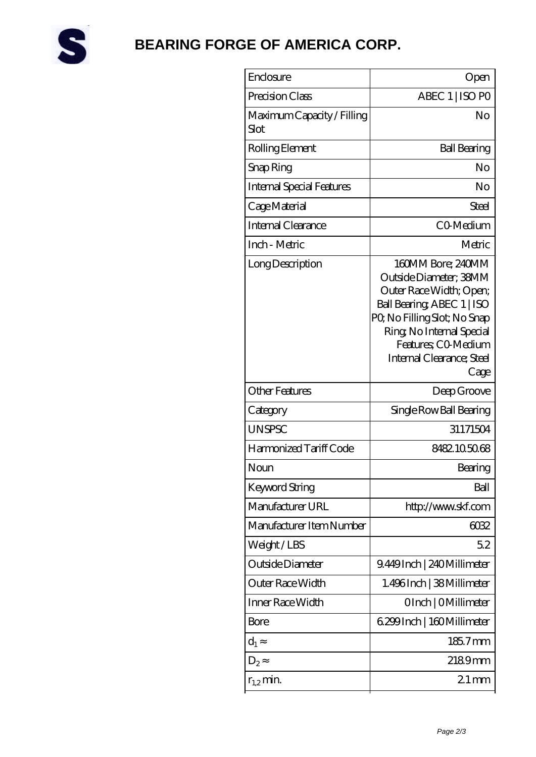# BEARING FORGE OF AMERICA CORP.

| | |
|---|---|
| Enclosure | Open |
| Precision Class | ABEC 1 \| ISO P0 |
| Maximum Capacity / Filling Slot | No |
| Rolling Element | Ball Bearing |
| Snap Ring | No |
| Internal Special Features | No |
| Cage Material | Steel |
| Internal Clearance | C0-Medium |
| Inch - Metric | Metric |
| Long Description | 160MM Bore; 240MM Outside Diameter; 38MM Outer Race Width; Open; Ball Bearing; ABEC 1 \| ISO P0; No Filling Slot; No Snap Ring; No Internal Special Features; C0-Medium Internal Clearance; Steel Cage |
| Other Features | Deep Groove |
| Category | Single Row Ball Bearing |
| UNSPSC | 31171504 |
| Harmonized Tariff Code | 8482.10.50.68 |
| Noun | Bearing |
| Keyword String | Ball |
| Manufacturer URL | http://www.skf.com |
| Manufacturer Item Number | 6032 |
| Weight / LBS | 5.2 |
| Outside Diameter | 9.449 Inch \| 240 Millimeter |
| Outer Race Width | 1.496 Inch \| 38 Millimeter |
| Inner Race Width | 0 Inch \| 0 Millimeter |
| Bore | 6.299 Inch \| 160 Millimeter |
| $d_1 \approx$ | 185.7 mm |
| $D_2 \approx$ | 218.9 mm |
| $r_{1,2}$ min. | 2.1 mm |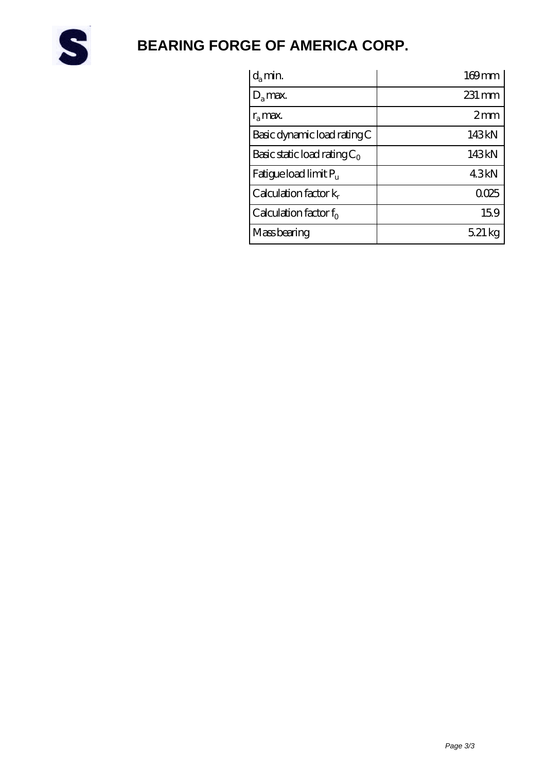| | |
|---|---|
| $d_a$ min. | 169 mm |
| $D_a$ max. | 231 mm |
| $r_a$ max. | 2 mm |
| Basic dynamic load rating C | 143 kN |
| Basic static load rating $C_0$ | 143 kN |
| Fatigue load limit $P_u$ | 4.3 kN |
| Calculation factor $k_r$ | 0.025 |
| Calculation factor $f_0$ | 15.9 |
| Mass bearing | 5.21 kg |